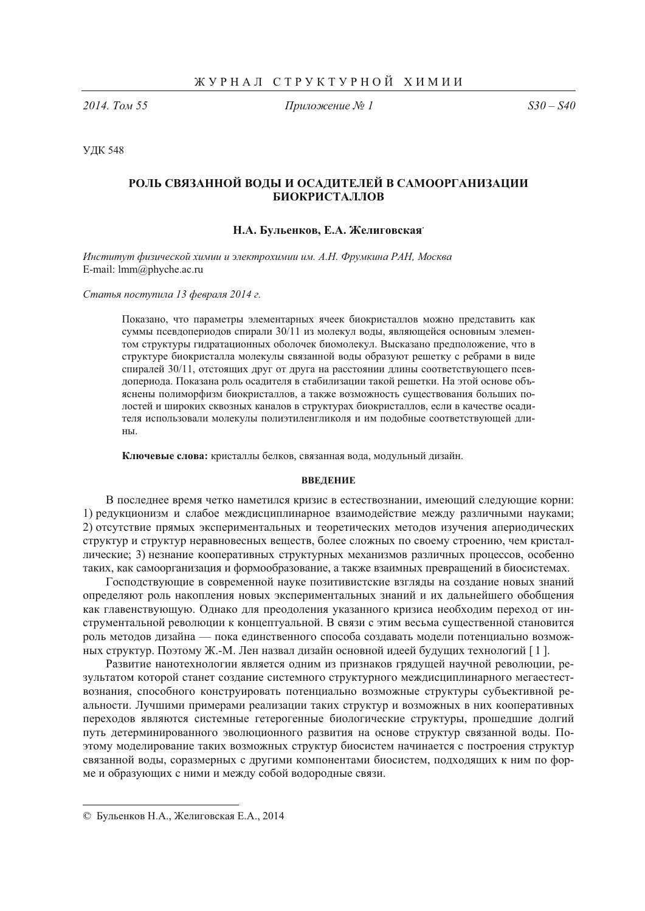УДК 548

# РОЛЬ СВЯЗАННОЙ ВОДЫ И ОСАДИТЕЛЕЙ В САМООРГАНИЗАЦИИ БИОКРИСТАЛЛОВ

**Н.А. Бульенков, Е.А. Желиговская**

*Институт физической химии и электрохимии им. А.Н. Фрумкина РАН, Москва*
E-mail: lmm@phyche.ac.ru

*Статья поступила 13 февраля 2014 г.*

Показано, что параметры элементарных ячеек биокристаллов можно представить как суммы псевдопериодов спирали 30/11 из молекул воды, являющейся основным элементом структуры гидратационных оболочек биомолекул. Высказано предположение, что в структуре биокристалла молекулы связанной воды образуют решетку с ребрами в виде спиралей 30/11, отстоящих друг от друга на расстоянии длины соответствующего псевдопериода. Показана роль осадителя в стабилизации такой решетки. На этой основе объяснены полиморфизм биокристаллов, а также возможность существования больших полостей и широких сквозных каналов в структурах биокристаллов, если в качестве осадителя использовали молекулы полиэтиленгликоля и им подобные соответствующей длины.

**Ключевые слова:** кристаллы белков, связанная вода, модульный дизайн.

## ВВЕДЕНИЕ

В последнее время четко наметился кризис в естествознании, имеющий следующие корни: 1) редукционизм и слабое междисциплинарное взаимодействие между различными науками; 2) отсутствие прямых экспериментальных и теоретических методов изучения апериодических структур и структур неравновесных веществ, более сложных по своему строению, чем кристаллические; 3) незнание кооперативных структурных механизмов различных процессов, особенно таких, как самоорганизация и формообразование, а также взаимных превращений в биосистемах.

Господствующие в современной науке позитивистские взгляды на создание новых знаний определяют роль накопления новых экспериментальных знаний и их дальнейшего обобщения как главенствующую. Однако для преодоления указанного кризиса необходим переход от инструментальной революции к концептуальной. В связи с этим весьма существенной становится роль методов дизайна — пока единственного способа создавать модели потенциально возможных структур. Поэтому Ж.-М. Лен назвал дизайн основной идеей будущих технологий [1].

Развитие нанотехнологии является одним из признаков грядущей научной революции, результатом которой станет создание системного структурного междисциплинарного мегаестествознания, способного конструировать потенциально возможные структуры субъективной реальности. Лучшими примерами реализации таких структур и возможных в них кооперативных переходов являются системные гетерогенные биологические структуры, прошедшие долгий путь детерминированного эволюционного развития на основе структур связанной воды. Поэтому моделирование таких возможных структур биосистем начинается с построения структур связанной воды, соразмерных с другими компонентами биосистем, подходящих к ним по форме и образующих с ними и между собой водородные связи.

---

© Бульенков Н.А., Желиговская Е.А., 2014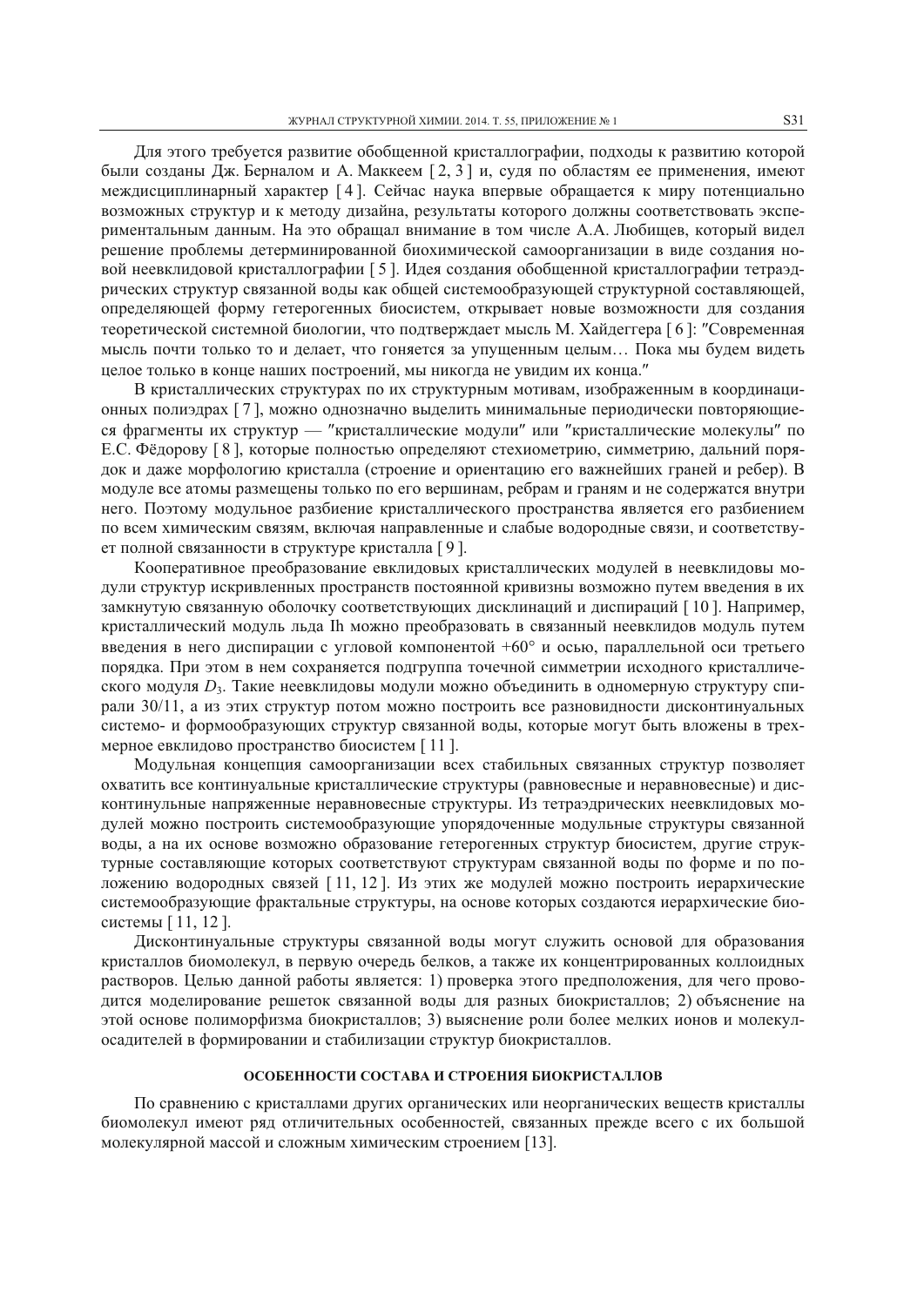Для этого требуется развитие обобщенной кристаллографии, подходы к развитию которой были созданы Дж. Берналом и А. Маккеем [ 2, 3 ] и, судя по областям ее применения, имеют междисциплинарный характер [ 4 ]. Сейчас наука впервые обращается к миру потенциально возможных структур и к методу дизайна, результаты которого должны соответствовать экспериментальным данным. На это обращал внимание в том числе А.А. Любищев, который видел решение проблемы детерминированной биохимической самоорганизации в виде создания новой неевклидовой кристаллографии [ 5 ]. Идея создания обобщенной кристаллографии тетраэдрических структур связанной воды как общей системообразующей структурной составляющей, определяющей форму гетерогенных биосистем, открывает новые возможности для создания теоретической системной биологии, что подтверждает мысль М. Хайдеггера [ 6 ]: "Современная мысль почти только то и делает, что гоняется за упущенным целым… Пока мы будем видеть целое только в конце наших построений, мы никогда не увидим их конца."

В кристаллических структурах по их структурным мотивам, изображенным в координационных полиэдрах [ 7 ], можно однозначно выделить минимальные периодически повторяющиеся фрагменты их структур — "кристаллические модули" или "кристаллические молекулы" по Е.С. Фёдорову [ 8 ], которые полностью определяют стехиометрию, симметрию, дальний порядок и даже морфологию кристалла (строение и ориентацию его важнейших граней и ребер). В модуле все атомы размещены только по его вершинам, ребрам и граням и не содержатся внутри него. Поэтому модульное разбиение кристаллического пространства является его разбиением по всем химическим связям, включая направленные и слабые водородные связи, и соответствует полной связанности в структуре кристалла [ 9 ].

Кооперативное преобразование евклидовых кристаллических модулей в неевклидовы модули структур искривленных пространств постоянной кривизны возможно путем введения в их замкнутую связанную оболочку соответствующих дисклинаций и диспираций [ 10 ]. Например, кристаллический модуль льда Ih можно преобразовать в связанный неевклидов модуль путем введения в него диспирации с угловой компонентой +60° и осью, параллельной оси третьего порядка. При этом в нем сохраняется подгруппа точечной симметрии исходного кристаллического модуля $D_3$. Такие неевклидовы модули можно объединить в одномерную структуру спирали 30/11, а из этих структур потом можно построить все разновидности дисконтинуальных системо- и формообразующих структур связанной воды, которые могут быть вложены в трехмерное евклидово пространство биосистем [ 11 ].

Модульная концепция самоорганизации всех стабильных связанных структур позволяет охватить все континуальные кристаллические структуры (равновесные и неравновесные) и дисконтинульные напряженные неравновесные структуры. Из тетраэдрических неевклидовых модулей можно построить системообразующие упорядоченные модульные структуры связанной воды, а на их основе возможно образование гетерогенных структур биосистем, другие структурные составляющие которых соответствуют структурам связанной воды по форме и по положению водородных связей [ 11, 12 ]. Из этих же модулей можно построить иерархические системообразующие фрактальные структуры, на основе которых создаются иерархические биосистемы [ 11, 12 ].

Дисконтинуальные структуры связанной воды могут служить основой для образования кристаллов биомолекул, в первую очередь белков, а также их концентрированных коллоидных растворов. Целью данной работы является: 1) проверка этого предположения, для чего проводится моделирование решеток связанной воды для разных биокристаллов; 2) объяснение на этой основе полиморфизма биокристаллов; 3) выяснение роли более мелких ионов и молекул-осадителей в формировании и стабилизации структур биокристаллов.

## ОСОБЕННОСТИ СОСТАВА И СТРОЕНИЯ БИОКРИСТАЛЛОВ

По сравнению с кристаллами других органических или неорганических веществ кристаллы биомолекул имеют ряд отличительных особенностей, связанных прежде всего с их большой молекулярной массой и сложным химическим строением [13].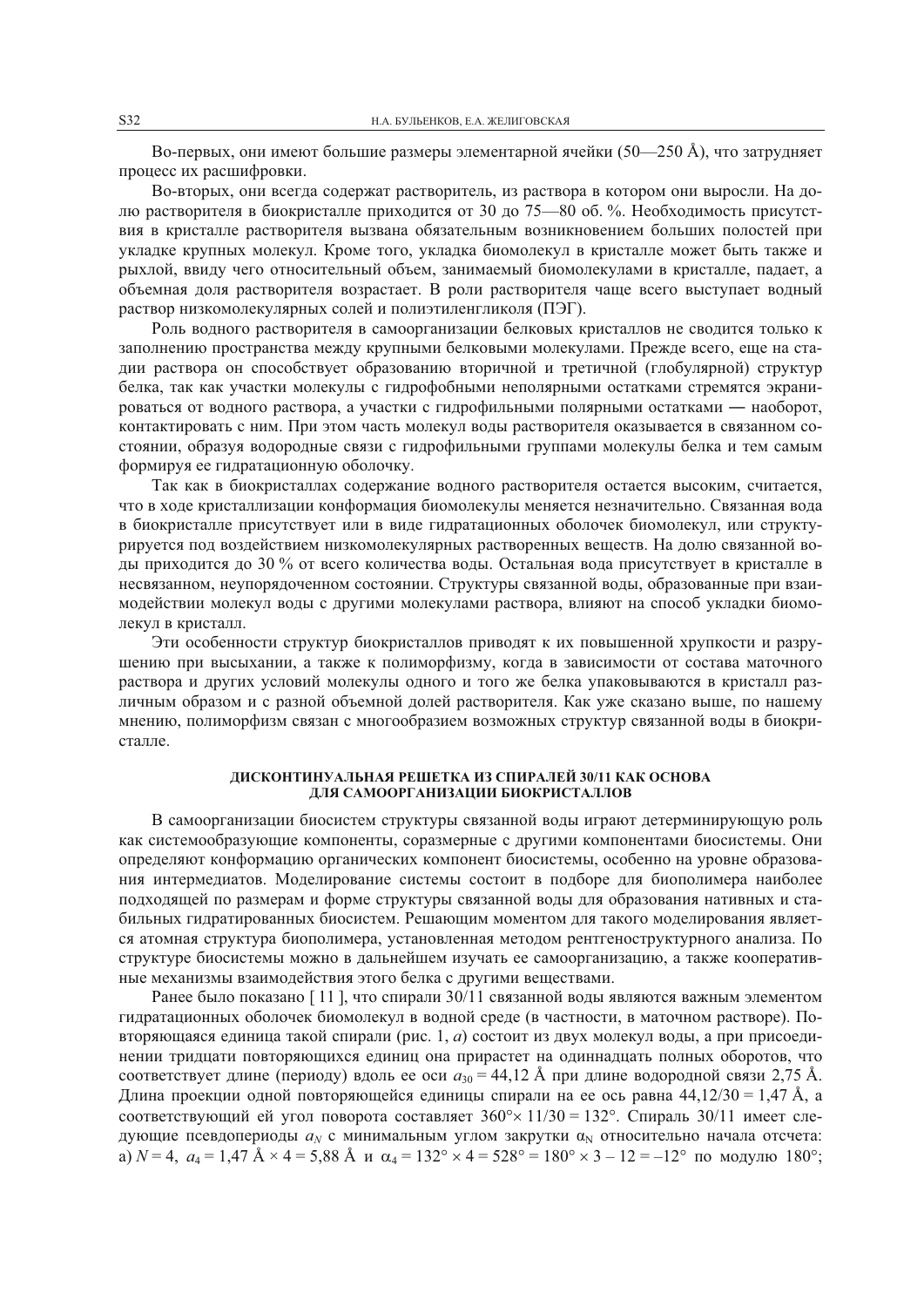Во-первых, они имеют большие размеры элементарной ячейки (50—250 Å), что затрудняет процесс их расшифровки.

Во-вторых, они всегда содержат растворитель, из раствора в котором они выросли. На долю растворителя в биокристалле приходится от 30 до 75—80 об. %. Необходимость присутствия в кристалле растворителя вызвана обязательным возникновением больших полостей при укладке крупных молекул. Кроме того, укладка биомолекул в кристалле может быть также и рыхлой, ввиду чего относительный объем, занимаемый биомолекулами в кристалле, падает, а объемная доля растворителя возрастает. В роли растворителя чаще всего выступает водный раствор низкомолекулярных солей и полиэтиленгликоля (ПЭГ).

Роль водного растворителя в самоорганизации белковых кристаллов не сводится только к заполнению пространства между крупными белковыми молекулами. Прежде всего, еще на стадии раствора он способствует образованию вторичной и третичной (глобулярной) структур белка, так как участки молекулы с гидрофобными неполярными остатками стремятся экранироваться от водного раствора, а участки с гидрофильными полярными остатками — наоборот, контактировать с ним. При этом часть молекул воды растворителя оказывается в связанном состоянии, образуя водородные связи с гидрофильными группами молекулы белка и тем самым формируя ее гидратационную оболочку.

Так как в биокристаллах содержание водного растворителя остается высоким, считается, что в ходе кристаллизации конформация биомолекулы меняется незначительно. Связанная вода в биокристалле присутствует или в виде гидратационных оболочек биомолекул, или структурируется под воздействием низкомолекулярных растворенных веществ. На долю связанной воды приходится до 30 % от всего количества воды. Остальная вода присутствует в кристалле в несвязанном, неупорядоченном состоянии. Структуры связанной воды, образованные при взаимодействии молекул воды с другими молекулами раствора, влияют на способ укладки биомолекул в кристалл.

Эти особенности структур биокристаллов приводят к их повышенной хрупкости и разрушению при высыхании, а также к полиморфизму, когда в зависимости от состава маточного раствора и других условий молекулы одного и того же белка упаковываются в кристалл различным образом и с разной объемной долей растворителя. Как уже сказано выше, по нашему мнению, полиморфизм связан с многообразием возможных структур связанной воды в биокристалле.

## ДИСКОНТИНУАЛЬНАЯ РЕШЕТКА ИЗ СПИРАЛЕЙ 30/11 КАК ОСНОВА ДЛЯ САМООРГАНИЗАЦИИ БИОКРИСТАЛЛОВ

В самоорганизации биосистем структуры связанной воды играют детерминирующую роль как системообразующие компоненты, соразмерные с другими компонентами биосистемы. Они определяют конформацию органических компонент биосистемы, особенно на уровне образования интермедиатов. Моделирование системы состоит в подборе для биополимера наиболее подходящей по размерам и форме структуры связанной воды для образования нативных и стабильных гидратированных биосистем. Решающим моментом для такого моделирования является атомная структура биополимера, установленная методом рентгеноструктурного анализа. По структуре биосистемы можно в дальнейшем изучать ее самоорганизацию, а также кооперативные механизмы взаимодействия этого белка с другими веществами.

Ранее было показано [ 11 ], что спирали 30/11 связанной воды являются важным элементом гидратационных оболочек биомолекул в водной среде (в частности, в маточном растворе). Повторяющаяся единица такой спирали (рис. 1, *а*) состоит из двух молекул воды, а при присоединении тридцати повторяющихся единиц она прирастет на одиннадцать полных оборотов, что соответствует длине (периоду) вдоль ее оси $a_{30} = 44{,}12$ Å при длине водородной связи 2,75 Å. Длина проекции одной повторяющейся единицы спирали на ее ось равна 44,12/30 = 1,47 Å, а соответствующий ей угол поворота составляет $360° \times 11/30 = 132°$. Спираль 30/11 имеет следующие псевдопериоды $a_N$ с минимальным углом закрутки $\alpha_N$ относительно начала отсчета: а) $N = 4$, $a_4 = 1{,}47$ Å $\times\, 4 = 5{,}88$ Å и $\alpha_4 = 132° \times 4 = 528° = 180° \times 3 - 12 = -12°$ по модулю 180°;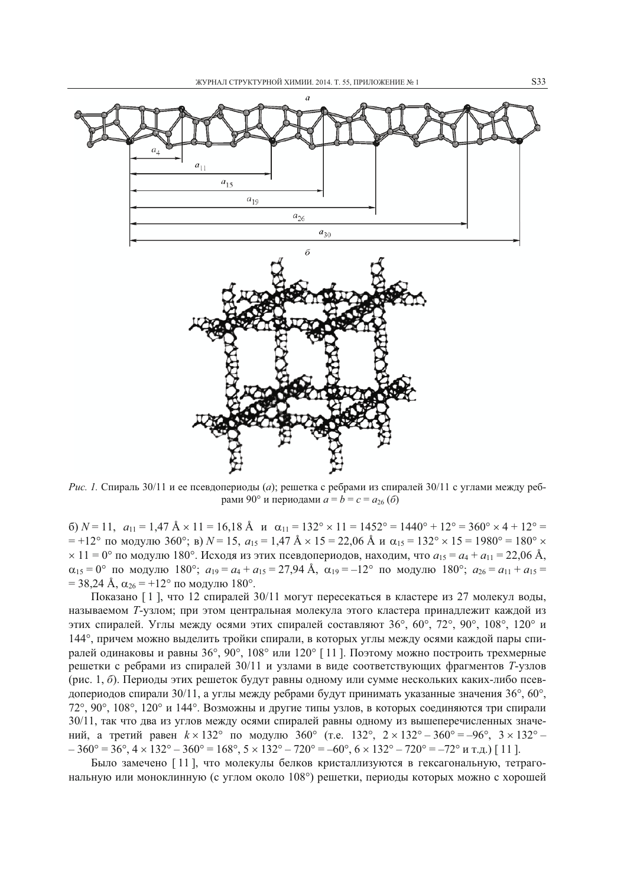*Рис. 1.* Спираль 30/11 и ее псевдопериоды (*а*); решетка с ребрами из спиралей 30/11 с углами между ребрами 90° и периодами $a = b = c = a_{26}$ (*б*)

б) $N = 11$, $a_{11} = 1{,}47$ Å $\times$ 11 = 16,18 Å и $\alpha_{11} = 132° \times 11 = 1452° = 1440° + 12° = 360° \times 4 + 12° = +12°$ по модулю 360°; в) $N = 15$, $a_{15} = 1{,}47$ Å $\times$ 15 = 22,06 Å и $\alpha_{15} = 132° \times 15 = 1980° = 180° \times 11 = 0°$ по модулю 180°. Исходя из этих псевдопериодов, находим, что $a_{15} = a_4 + a_{11} = 22{,}06$ Å, $\alpha_{15} = 0°$ по модулю 180°; $a_{19} = a_4 + a_{15} = 27{,}94$ Å, $\alpha_{19} = -12°$ по модулю 180°; $a_{26} = a_{11} + a_{15} = 38{,}24$ Å, $\alpha_{26} = +12°$ по модулю 180°.

Показано [1], что 12 спиралей 30/11 могут пересекаться в кластере из 27 молекул воды, называемом *T*-узлом; при этом центральная молекула этого кластера принадлежит каждой из этих спиралей. Углы между осями этих спиралей составляют 36°, 60°, 72°, 90°, 108°, 120° и 144°, причем можно выделить тройки спирали, в которых углы между осями каждой пары спиралей одинаковы и равны 36°, 90°, 108° или 120° [11]. Поэтому можно построить трехмерные решетки с ребрами из спиралей 30/11 и узлами в виде соответствующих фрагментов *T*-узлов (рис. 1, *б*). Периоды этих решеток будут равны одному или сумме нескольких каких-либо псевдопериодов спирали 30/11, а углы между ребрами будут принимать указанные значения 36°, 60°, 72°, 90°, 108°, 120° и 144°. Возможны и другие типы узлов, в которых соединяются три спирали 30/11, так что два из углов между осями спиралей равны одному из вышеперечисленных значений, а третий равен $k \times 132°$ по модулю 360° (т.е. 132°, $2 \times 132° - 360° = -96°$, $3 \times 132° - 360° = 36°$, $4 \times 132° - 360° = 168°$, $5 \times 132° - 720° = -60°$, $6 \times 132° - 720° = -72°$ и т.д.) [11].

Было замечено [11], что молекулы белков кристаллизуются в гексагональную, тетрагональную или моноклинную (с углом около 108°) решетки, периоды которых можно с хорошей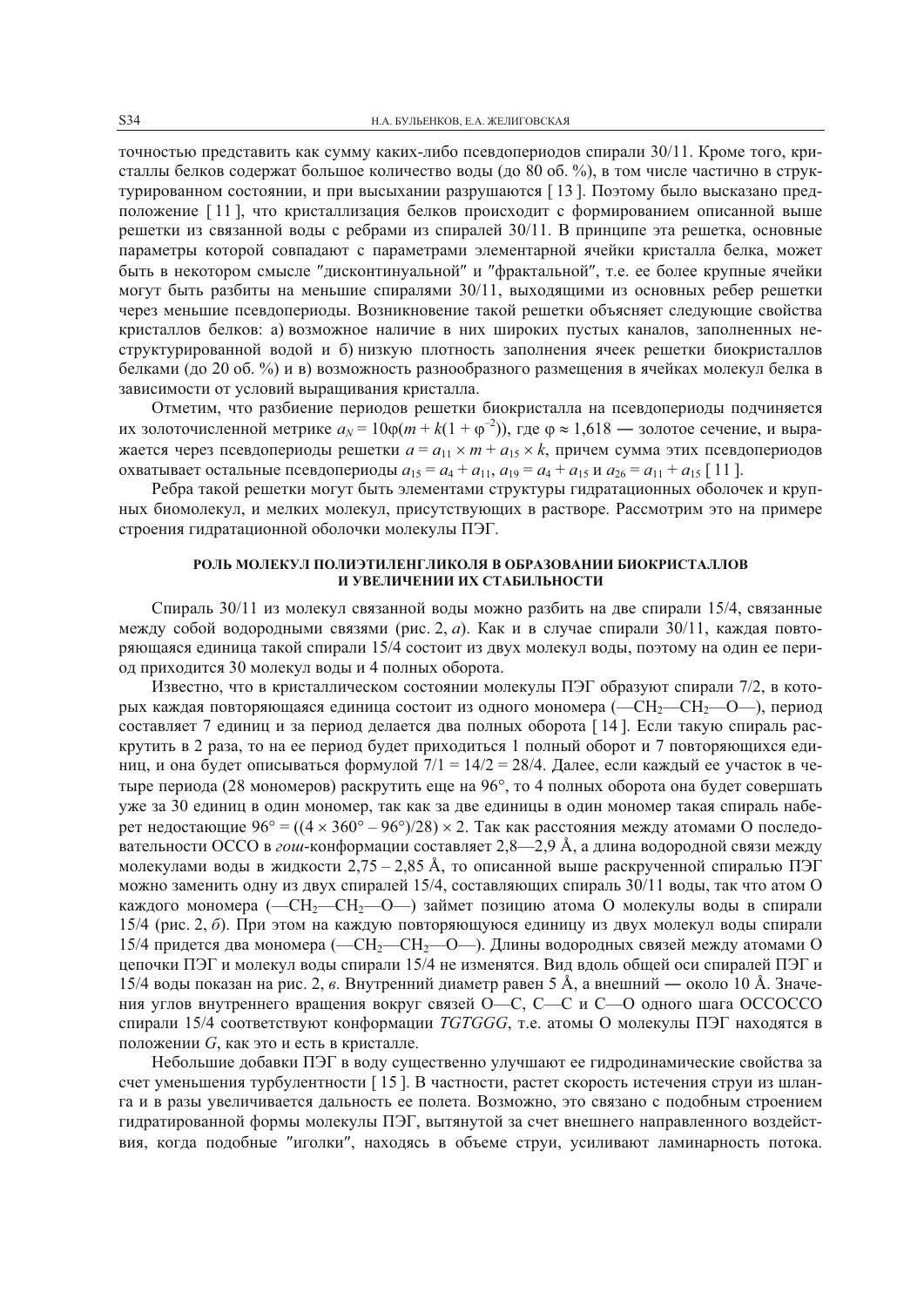точностью представить как сумму каких-либо псевдопериодов спирали 30/11. Кроме того, кристаллы белков содержат большое количество воды (до 80 об. %), в том числе частично в структурированном состоянии, и при высыхании разрушаются [13]. Поэтому было высказано предположение [11], что кристаллизация белков происходит с формированием описанной выше решетки из связанной воды с ребрами из спиралей 30/11. В принципе эта решетка, основные параметры которой совпадают с параметрами элементарной ячейки кристалла белка, может быть в некотором смысле "дисконтинуальной" и "фрактальной", т.е. ее более крупные ячейки могут быть разбиты на меньшие спиралями 30/11, выходящими из основных ребер решетки через меньшие псевдопериоды. Возникновение такой решетки объясняет следующие свойства кристаллов белков: а) возможное наличие в них широких пустых каналов, заполненных неструктурированной водой и б) низкую плотность заполнения ячеек решетки биокристаллов белками (до 20 об. %) и в) возможность разнообразного размещения в ячейках молекул белка в зависимости от условий выращивания кристалла.

Отметим, что разбиение периодов решетки биокристалла на псевдопериоды подчиняется их золоточисленной метрике $a_N = 10\varphi(m + k(1 + \varphi^{-2}))$, где $\varphi \approx 1{,}618$ — золотое сечение, и выражается через псевдопериоды решетки $a = a_{11} \times m + a_{15} \times k$, причем сумма этих псевдопериодов охватывает остальные псевдопериоды $a_{15} = a_4 + a_{11}$, $a_{19} = a_4 + a_{15}$ и $a_{26} = a_{11} + a_{15}$ [11].

Ребра такой решетки могут быть элементами структуры гидратационных оболочек и крупных биомолекул, и мелких молекул, присутствующих в растворе. Рассмотрим это на примере строения гидратационной оболочки молекулы ПЭГ.

## РОЛЬ МОЛЕКУЛ ПОЛИЭТИЛЕНГЛИКОЛЯ В ОБРАЗОВАНИИ БИОКРИСТАЛЛОВ И УВЕЛИЧЕНИИ ИХ СТАБИЛЬНОСТИ

Спираль 30/11 из молекул связанной воды можно разбить на две спирали 15/4, связанные между собой водородными связями (рис. 2, *а*). Как и в случае спирали 30/11, каждая повторяющаяся единица такой спирали 15/4 состоит из двух молекул воды, поэтому на один ее период приходится 30 молекул воды и 4 полных оборота.

Известно, что в кристаллическом состоянии молекулы ПЭГ образуют спирали 7/2, в которых каждая повторяющаяся единица состоит из одного мономера (—$CH_2$—$CH_2$—O—), период составляет 7 единиц и за период делается два полных оборота [14]. Если такую спираль раскрутить в 2 раза, то на ее период будет приходиться 1 полный оборот и 7 повторяющихся единиц, и она будет описываться формулой 7/1 = 14/2 = 28/4. Далее, если каждый ее участок в четыре периода (28 мономеров) раскрутить еще на 96°, то 4 полных оборота она будет совершать уже за 30 единиц в один мономер, так как за две единицы в один мономер такая спираль наберет недостающие $96° = ((4 \times 360° - 96°)/28) \times 2$. Так как расстояния между атомами О последовательности ОССО в *гош*-конформации составляет 2,8—2,9 Å, а длина водородной связи между молекулами воды в жидкости 2,75 – 2,85 Å, то описанной выше раскрученной спиралью ПЭГ можно заменить одну из двух спиралей 15/4, составляющих спираль 30/11 воды, так что атом О каждого мономера (—$CH_2$—$CH_2$—O—) займет позицию атома О молекулы воды в спирали 15/4 (рис. 2, *б*). При этом на каждую повторяющуюся единицу из двух молекул воды спирали 15/4 придется два мономера (—$CH_2$—$CH_2$—O—). Длины водородных связей между атомами О цепочки ПЭГ и молекул воды спирали 15/4 не изменятся. Вид вдоль общей оси спиралей ПЭГ и 15/4 воды показан на рис. 2, *в*. Внутренний диаметр равен 5 Å, а внешний — около 10 Å. Значения углов внутреннего вращения вокруг связей О—С, С—С и С—О одного шага ОССОССО спирали 15/4 соответствуют конформации *TGTGGG*, т.е. атомы О молекулы ПЭГ находятся в положении *G*, как это и есть в кристалле.

Небольшие добавки ПЭГ в воду существенно улучшают ее гидродинамические свойства за счет уменьшения турбулентности [15]. В частности, растет скорость истечения струи из шланга и в разы увеличивается дальность ее полета. Возможно, это связано с подобным строением гидратированной формы молекулы ПЭГ, вытянутой за счет внешнего направленного воздействия, когда подобные "иголки", находясь в объеме струи, усиливают ламинарность потока.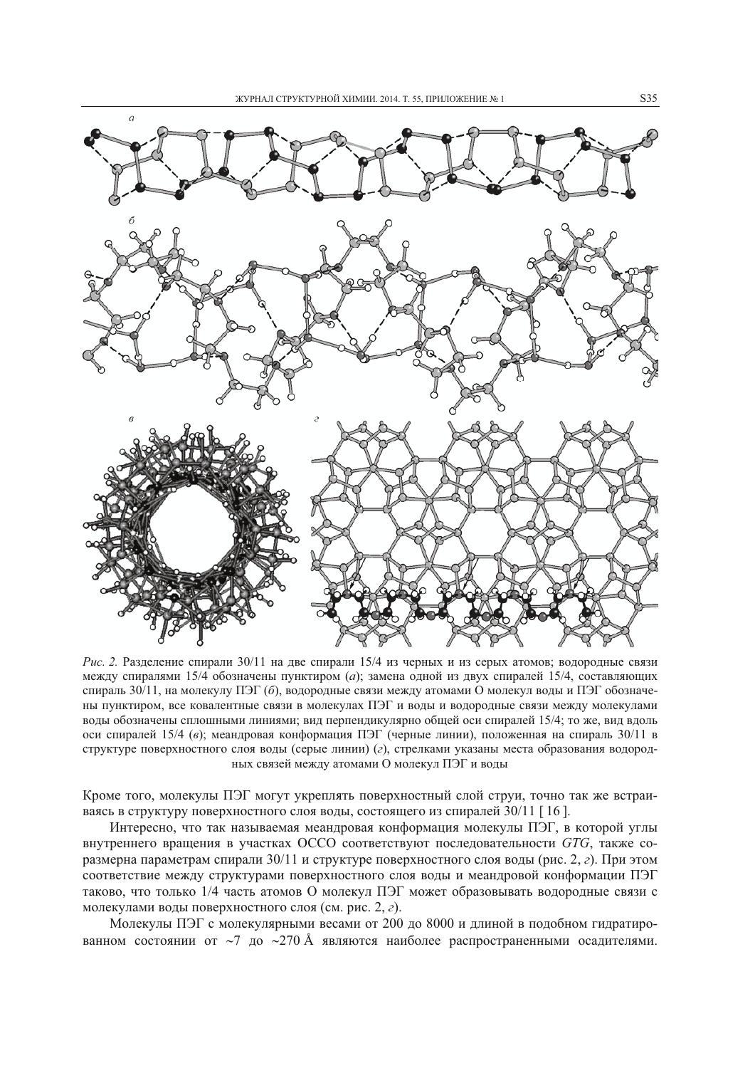*Рис. 2.* Разделение спирали 30/11 на две спирали 15/4 из черных и из серых атомов; водородные связи между спиралями 15/4 обозначены пунктиром (*а*); замена одной из двух спиралей 15/4, составляющих спираль 30/11, на молекулу ПЭГ (*б*), водородные связи между атомами О молекул воды и ПЭГ обозначены пунктиром, все ковалентные связи в молекулах ПЭГ и воды и водородные связи между молекулами воды обозначены сплошными линиями; вид перпендикулярно общей оси спиралей 15/4; то же, вид вдоль оси спиралей 15/4 (*в*); меандровая конформация ПЭГ (черные линии), положенная на спираль 30/11 в структуре поверхностного слоя воды (серые линии) (*г*), стрелками указаны места образования водородных связей между атомами О молекул ПЭГ и воды

Кроме того, молекулы ПЭГ могут укреплять поверхностный слой струи, точно так же встраиваясь в структуру поверхностного слоя воды, состоящего из спиралей 30/11 [16].

Интересно, что так называемая меандровая конформация молекулы ПЭГ, в которой углы внутреннего вращения в участках ОССО соответствуют последовательности *GTG*, также соразмерна параметрам спирали 30/11 и структуре поверхностного слоя воды (рис. 2, *г*). При этом соответствие между структурами поверхностного слоя воды и меандровой конформации ПЭГ таково, что только 1/4 часть атомов О молекул ПЭГ может образовывать водородные связи с молекулами воды поверхностного слоя (см. рис. 2, *г*).

Молекулы ПЭГ с молекулярными весами от 200 до 8000 и длиной в подобном гидратированном состоянии от ~7 до ~270 Å являются наиболее распространенными осадителями.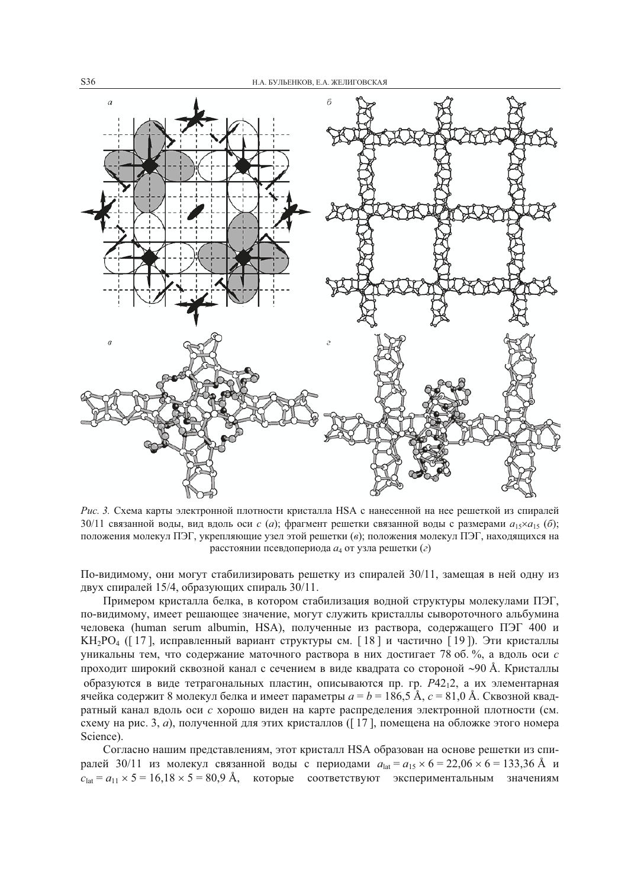*Рис. 3.* Схема карты электронной плотности кристалла HSA с нанесенной на нее решеткой из спиралей 30/11 связанной воды, вид вдоль оси *c* (*а*); фрагмент решетки связанной воды с размерами $a_{15} \times a_{15}$ (*б*); положения молекул ПЭГ, укрепляющие узел этой решетки (*в*); положения молекул ПЭГ, находящихся на расстоянии псевдопериода $a_4$ от узла решетки (*г*)

По-видимому, они могут стабилизировать решетку из спиралей 30/11, замещая в ней одну из двух спиралей 15/4, образующих спираль 30/11.

Примером кристалла белка, в котором стабилизация водной структуры молекулами ПЭГ, по-видимому, имеет решающее значение, могут служить кристаллы сывороточного альбумина человека (human serum albumin, HSA), полученные из раствора, содержащего ПЭГ 400 и $KH_2PO_4$ ([17], исправленный вариант структуры см. [18] и частично [19]). Эти кристаллы уникальны тем, что содержание маточного раствора в них достигает 78 об. %, а вдоль оси *c* проходит широкий сквозной канал с сечением в виде квадрата со стороной ~90 Å. Кристаллы образуются в виде тетрагональных пластин, описываются пр. гр. $P42_12$, а их элементарная ячейка содержит 8 молекул белка и имеет параметры $a = b = 186{,}5$ Å, $c = 81{,}0$ Å. Сквозной квадратный канал вдоль оси *c* хорошо виден на карте распределения электронной плотности (см. схему на рис. 3, *а*), полученной для этих кристаллов ([17], помещена на обложке этого номера Science).

Согласно нашим представлениям, этот кристалл HSA образован на основе решетки из спиралей 30/11 из молекул связанной воды с периодами $a_{lat} = a_{15} \times 6 = 22{,}06 \times 6 = 133{,}36$ Å и $c_{lat} = a_{11} \times 5 = 16{,}18 \times 5 = 80{,}9$ Å, которые соответствуют экспериментальным значениям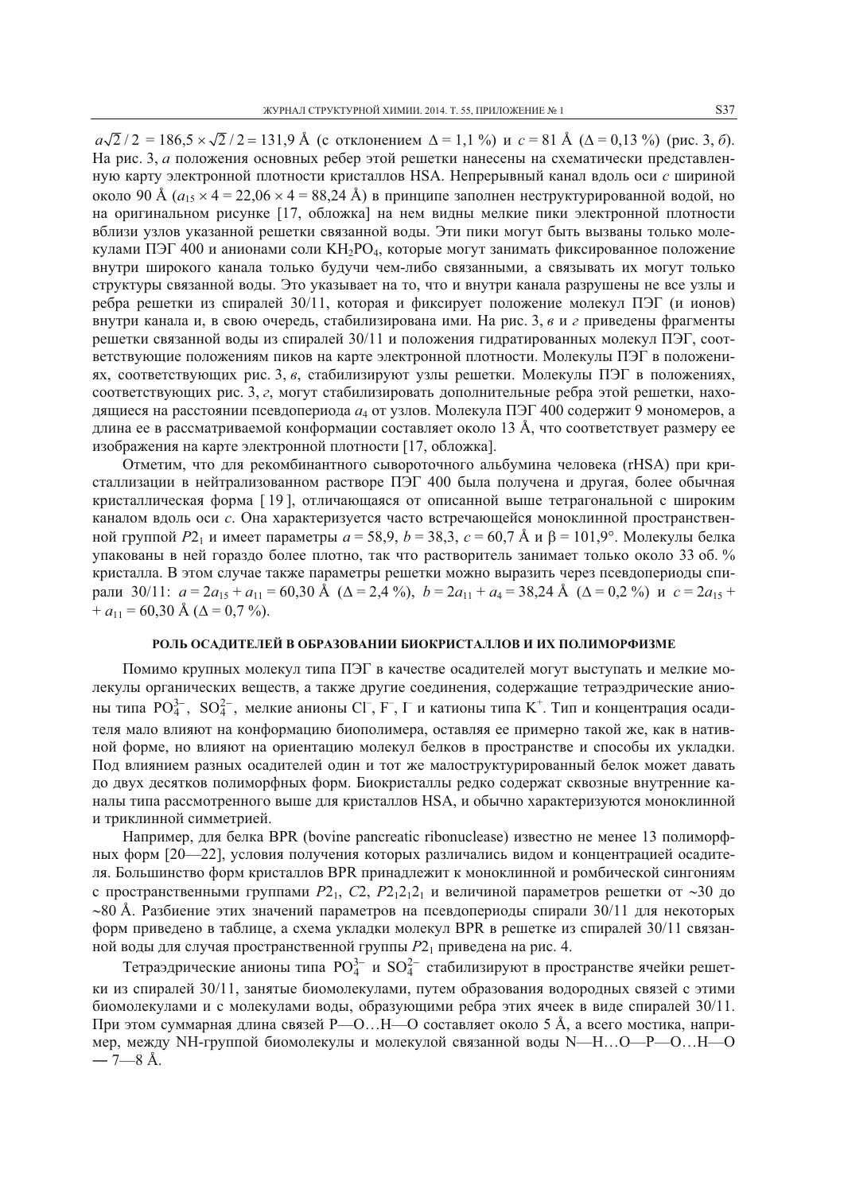$a\sqrt{2}/2 = 186{,}5 \times \sqrt{2}/2 = 131{,}9$ Å (с отклонением $\Delta = 1{,}1$ %) и $c = 81$ Å ($\Delta = 0{,}13$ %) (рис. 3, *б*). На рис. 3, *а* положения основных ребер этой решетки нанесены на схематически представленную карту электронной плотности кристаллов HSA. Непрерывный канал вдоль оси *c* шириной около 90 Å ($a_{15} \times 4 = 22{,}06 \times 4 = 88{,}24$ Å) в принципе заполнен неструктурированной водой, но на оригинальном рисунке [17, обложка] на нем видны мелкие пики электронной плотности вблизи узлов указанной решетки связанной воды. Эти пики могут быть вызваны только молекулами ПЭГ 400 и анионами соли $KH_2PO_4$, которые могут занимать фиксированное положение внутри широкого канала только будучи чем-либо связанными, а связывать их могут только структуры связанной воды. Это указывает на то, что и внутри канала разрушены не все узлы и ребра решетки из спиралей 30/11, которая и фиксирует положение молекул ПЭГ (и ионов) внутри канала и, в свою очередь, стабилизирована ими. На рис. 3, *в* и *г* приведены фрагменты решетки связанной воды из спиралей 30/11 и положения гидратированных молекул ПЭГ, соответствующие положениям пиков на карте электронной плотности. Молекулы ПЭГ в положениях, соответствующих рис. 3, *в*, стабилизируют узлы решетки. Молекулы ПЭГ в положениях, соответствующих рис. 3, *г*, могут стабилизировать дополнительные ребра этой решетки, находящиеся на расстоянии псевдопериода $a_4$ от узлов. Молекула ПЭГ 400 содержит 9 мономеров, а длина ее в рассматриваемой конформации составляет около 13 Å, что соответствует размеру ее изображения на карте электронной плотности [17, обложка].

Отметим, что для рекомбинантного сывороточного альбумина человека (rHSA) при кристаллизации в нейтрализованном растворе ПЭГ 400 была получена и другая, более обычная кристаллическая форма [19], отличающаяся от описанной выше тетрагональной с широким каналом вдоль оси *c*. Она характеризуется часто встречающейся моноклинной пространственной группой $P2_1$ и имеет параметры $a = 58{,}9$, $b = 38{,}3$, $c = 60{,}7$ Å и $\beta = 101{,}9°$. Молекулы белка упакованы в ней гораздо более плотно, так что растворитель занимает только около 33 об. % кристалла. В этом случае также параметры решетки можно выразить через псевдопериоды спирали 30/11: $a = 2a_{15} + a_{11} = 60{,}30$ Å ($\Delta = 2{,}4$ %), $b = 2a_{11} + a_4 = 38{,}24$ Å ($\Delta = 0{,}2$ %) и $c = 2a_{15} + a_{11} = 60{,}30$ Å ($\Delta = 0{,}7$ %).

## РОЛЬ ОСАДИТЕЛЕЙ В ОБРАЗОВАНИИ БИОКРИСТАЛЛОВ И ИХ ПОЛИМОРФИЗМЕ

Помимо крупных молекул типа ПЭГ в качестве осадителей могут выступать и мелкие молекулы органических веществ, а также другие соединения, содержащие тетраэдрические анионы типа $PO_4^{3-}$, $SO_4^{2-}$, мелкие анионы $Cl^-$, $F^-$, $I^-$ и катионы типа $K^+$. Тип и концентрация осадителя мало влияют на конформацию биополимера, оставляя ее примерно такой же, как в нативной форме, но влияют на ориентацию молекул белков в пространстве и способы их укладки. Под влиянием разных осадителей один и тот же малоструктурированный белок может давать до двух десятков полиморфных форм. Биокристаллы редко содержат сквозные внутренние каналы типа рассмотренного выше для кристаллов HSA, и обычно характеризуются моноклинной и триклинной симметрией.

Например, для белка BPR (bovine pancreatic ribonuclease) известно не менее 13 полиморфных форм [20—22], условия получения которых различались видом и концентрацией осадителя. Большинство форм кристаллов BPR принадлежит к моноклинной и ромбической сингониям с пространственными группами $P2_1$, $C2$, $P2_12_12_1$ и величиной параметров решетки от ~30 до ~80 Å. Разбиение этих значений параметров на псевдопериоды спирали 30/11 для некоторых форм приведено в таблице, а схема укладки молекул BPR в решетке из спиралей 30/11 связанной воды для случая пространственной группы $P2_1$ приведена на рис. 4.

Тетраэдрические анионы типа $PO_4^{3-}$ и $SO_4^{2-}$ стабилизируют в пространстве ячейки решетки из спиралей 30/11, занятые биомолекулами, путем образования водородных связей с этими биомолекулами и с молекулами воды, образующими ребра этих ячеек в виде спиралей 30/11. При этом суммарная длина связей P—O…H—O составляет около 5 Å, а всего мостика, например, между NH-группой биомолекулы и молекулой связанной воды N—H…O—P—O…H—O — 7—8 Å.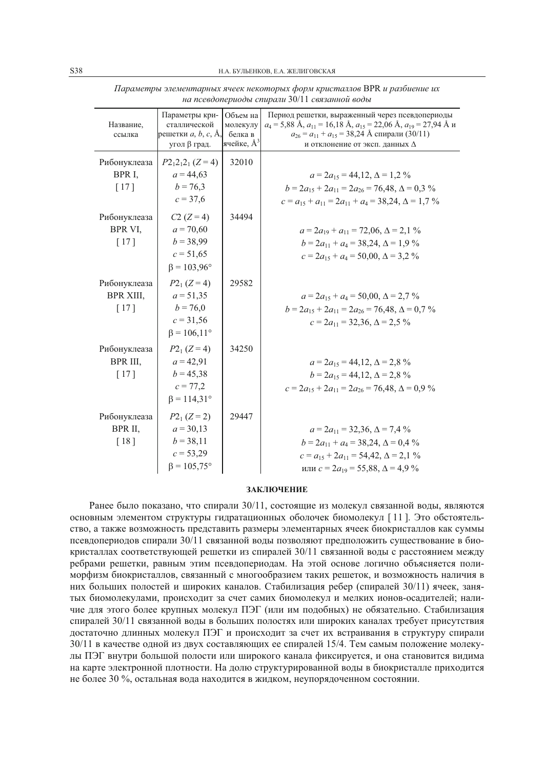*Параметры элементарных ячеек некоторых форм кристаллов* BPR *и разбиение их на псевдопериоды спирали* 30/11 *связанной воды*

| Название, ссылка | Параметры кристаллической решетки $a$, $b$, $c$, Å, угол β град. | Объем на молекулу белка в ячейке, Å$^3$ | Период решетки, выраженный через псевдопериоды $a_4$ = 5,88 Å, $a_{11}$ = 16,18 Å, $a_{15}$ = 22,06 Å, $a_{19}$ = 27,94 Å и $a_{26} = a_{11} + a_{15}$ = 38,24 Å спирали (30/11) и отклонение от эксп. данных Δ |
|---|---|---|---|
| Рибонуклеаза BPR I, [ 17 ] | $P2_12_12_1$ ($Z$ = 4) $a$ = 44,63 $b$ = 76,3 $c$ = 37,6 | 32010 | $a = 2a_{15}$ = 44,12, Δ = 1,2 % $b = 2a_{15} + 2a_{11} = 2a_{26}$ = 76,48, Δ = 0,3 % $c = a_{15} + a_{11} = 2a_{11} + a_4$ = 38,24, Δ = 1,7 % |
| Рибонуклеаза BPR VI, [ 17 ] | $C2$ ($Z$ = 4) $a$ = 70,60 $b$ = 38,99 $c$ = 51,65 β = 103,96° | 34494 | $a = 2a_{19} + a_{11}$ = 72,06, Δ = 2,1 % $b = 2a_{11} + a_4$ = 38,24, Δ = 1,9 % $c = 2a_{15} + a_4$ = 50,00, Δ = 3,2 % |
| Рибонуклеаза BPR XIII, [ 17 ] | $P2_1$ ($Z$ = 4) $a$ = 51,35 $b$ = 76,0 $c$ = 31,56 β = 106,11° | 29582 | $a = 2a_{15} + a_4$ = 50,00, Δ = 2,7 % $b = 2a_{15} + 2a_{11} = 2a_{26}$ = 76,48, Δ = 0,7 % $c = 2a_{11}$ = 32,36, Δ = 2,5 % |
| Рибонуклеаза BPR III, [ 17 ] | $P2_1$ ($Z$ = 4) $a$ = 42,91 $b$ = 45,38 $c$ = 77,2 β = 114,31° | 34250 | $a = 2a_{15}$ = 44,12, Δ = 2,8 % $b = 2a_{15}$ = 44,12, Δ = 2,8 % $c = 2a_{15} + 2a_{11} = 2a_{26}$ = 76,48, Δ = 0,9 % |
| Рибонуклеаза BPR II, [ 18 ] | $P2_1$ ($Z$ = 2) $a$ = 30,13 $b$ = 38,11 $c$ = 53,29 β = 105,75° | 29447 | $a = 2a_{11}$ = 32,36, Δ = 7,4 % $b = 2a_{11} + a_4$ = 38,24, Δ = 0,4 % $c = a_{15} + 2a_{11}$ = 54,42, Δ = 2,1 % или $c = 2a_{19}$ = 55,88, Δ = 4,9 % |

## ЗАКЛЮЧЕНИЕ

Ранее было показано, что спирали 30/11, состоящие из молекул связанной воды, являются основным элементом структуры гидратационных оболочек биомолекул [ 11 ]. Это обстоятельство, а также возможность представить размеры элементарных ячеек биокристаллов как суммы псевдопериодов спирали 30/11 связанной воды позволяют предположить существование в биокристаллах соответствующей решетки из спиралей 30/11 связанной воды с расстоянием между ребрами решетки, равным этим псевдопериодам. На этой основе логично объясняется полиморфизм биокристаллов, связанный с многообразием таких решеток, и возможность наличия в них больших полостей и широких каналов. Стабилизация ребер (спиралей 30/11) ячеек, занятых биомолекулами, происходит за счет самих биомолекул и мелких ионов-осадителей; наличие для этого более крупных молекул ПЭГ (или им подобных) не обязательно. Стабилизация спиралей 30/11 связанной воды в больших полостях или широких каналах требует присутствия достаточно длинных молекул ПЭГ и происходит за счет их встраивания в структуру спирали 30/11 в качестве одной из двух составляющих ее спиралей 15/4. Тем самым положение молекулы ПЭГ внутри большой полости или широкого канала фиксируется, и она становится видима на карте электронной плотности. На долю структурированной воды в биокристалле приходится не более 30 %, остальная вода находится в жидком, неупорядоченном состоянии.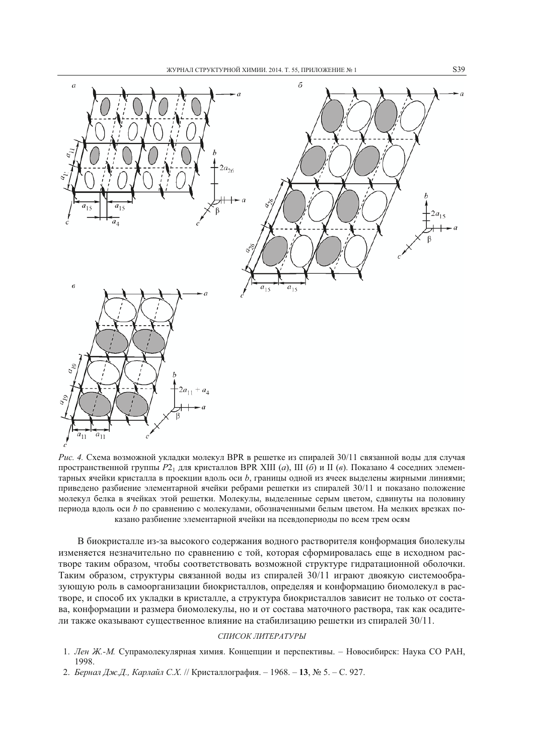*Рис. 4.* Схема возможной укладки молекул BPR в решетке из спиралей 30/11 связанной воды для случая пространственной группы $P2_1$ для кристаллов BPR XIII (*а*), III (*б*) и II (*в*). Показано 4 соседних элементарных ячейки кристалла в проекции вдоль оси *b*, границы одной из ячеек выделены жирными линиями; приведено разбиение элементарной ячейки ребрами решетки из спиралей 30/11 и показано положение молекул белка в ячейках этой решетки. Молекулы, выделенные серым цветом, сдвинуты на половину периода вдоль оси *b* по сравнению с молекулами, обозначенными белым цветом. На мелких врезках показано разбиение элементарной ячейки на псевдопериоды по всем трем осям

В биокристалле из-за высокого содержания водного растворителя конформация биолекулы изменяется незначительно по сравнению с той, которая сформировалась еще в исходном растворе таким образом, чтобы соответствовать возможной структуре гидратационной оболочки. Таким образом, структуры связанной воды из спиралей 30/11 играют двоякую системообразующую роль в самоорганизации биокристаллов, определяя и конформацию биомолекул в растворе, и способ их укладки в кристалле, а структура биокристаллов зависит не только от состава, конформации и размера биомолекулы, но и от состава маточного раствора, так как осадители также оказывают существенное влияние на стабилизацию решетки из спиралей 30/11.

## СПИСОК ЛИТЕРАТУРЫ

1. *Лен Ж.-М.* Супрамолекулярная химия. Концепции и перспективы. – Новосибирск: Наука СО РАН, 1998.
2. *Бернал Дж.Д., Карлайл С.Х.* // Кристаллография. – 1968. – **13**, № 5. – С. 927.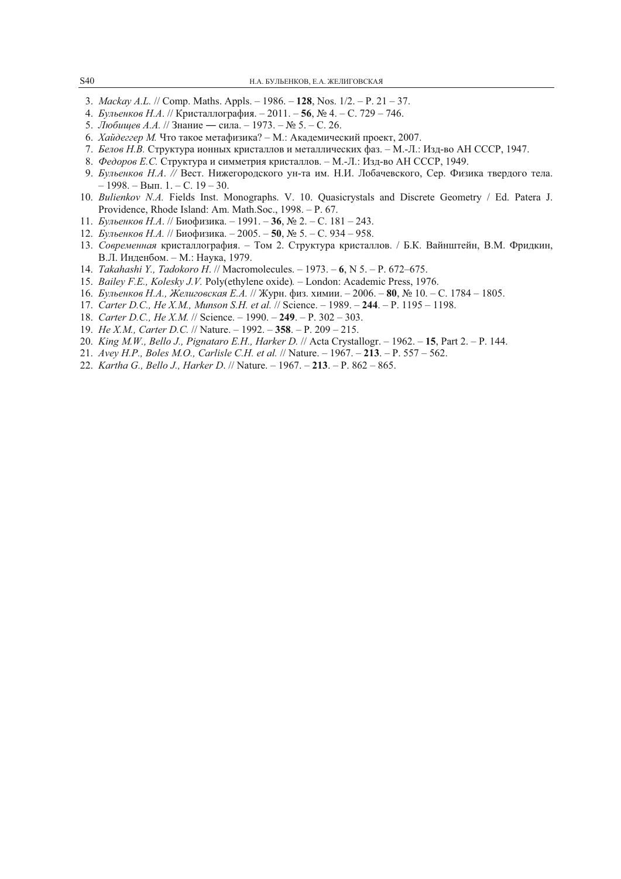3. *Mackay A.L.* // Comp. Maths. Appls. – 1986. – **128**, Nos. 1/2. – P. 21 – 37.
4. *Бульенков Н.А.* // Кристаллография. – 2011. – **56**, № 4. – С. 729 – 746.
5. *Любищев А.А.* // Знание — сила. – 1973. – № 5. – С. 26.
6. *Хайдеггер М.* Что такое метафизика? – М.: Академический проект, 2007.
7. *Белов Н.В.* Структура ионных кристаллов и металлических фаз. – М.-Л.: Изд-во АН СССР, 1947.
8. *Федоров Е.С.* Структура и симметрия кристаллов. – М.-Л.: Изд-во АН СССР, 1949.
9. *Бульенков Н.А. //* Вест. Нижегородского ун-та им. Н.И. Лобачевского, Сер. Физика твердого тела. – 1998. – Вып. 1. – С. 19 – 30.
10. *Bulienkov N.A.* Fields Inst. Monographs. V. 10. Quasicrystals and Discrete Geometry / Ed. Patera J. Providence, Rhode Island: Am. Math.Soc., 1998. – P. 67.
11. *Бульенков Н.А.* // Биофизика. – 1991. – **36**, № 2. – С. 181 – 243.
12. *Бульенков Н.А.* // Биофизика. – 2005. – **50**, № 5. – С. 934 – 958.
13. *Современная* кристаллография. – Том 2. Структура кристаллов. / Б.К. Вайнштейн, В.М. Фридкин, В.Л. Инденбом. – М.: Наука, 1979.
14. *Takahashi Y., Tadokoro H.* // Macromolecules. – 1973. – **6**, N 5. – P. 672–675.
15. *Bailey F.E., Kolesky J.V.* Poly(ethylene oxide). – London: Academic Press, 1976.
16. *Бульенков Н.А., Желиговская Е.А.* // Журн. физ. химии. – 2006. – **80**, № 10. – С. 1784 – 1805.
17. *Carter D.C., He X.M., Munson S.H. et al.* // Science. – 1989. – **244**. – P. 1195 – 1198.
18. *Carter D.C., He X.M.* // Science. – 1990. – **249**. – P. 302 – 303.
19. *He X.M., Carter D.C.* // Nature. – 1992. – **358**. – P. 209 – 215.
20. *King M.W., Bello J., Pignataro E.H., Harker D.* // Acta Crystallogr. – 1962. – **15**, Part 2. – P. 144.
21. *Avey H.P., Boles M.O., Carlisle C.H. et al.* // Nature. – 1967. – **213**. – P. 557 – 562.
22. *Kartha G., Bello J., Harker D.* // Nature. – 1967. – **213**. – P. 862 – 865.